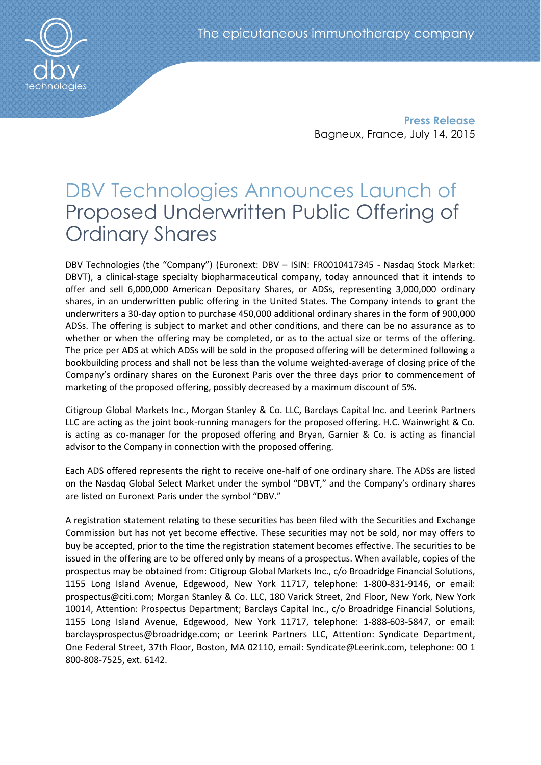The epicutaneous immunotherapy company

**Press Release**
Bagneux, France, July 14, 2015

# DBV Technologies Announces Launch of Proposed Underwritten Public Offering of Ordinary Shares

DBV Technologies (the "Company") (Euronext: DBV – ISIN: FR0010417345 - Nasdaq Stock Market: DBVT), a clinical-stage specialty biopharmaceutical company, today announced that it intends to offer and sell 6,000,000 American Depositary Shares, or ADSs, representing 3,000,000 ordinary shares, in an underwritten public offering in the United States. The Company intends to grant the underwriters a 30-day option to purchase 450,000 additional ordinary shares in the form of 900,000 ADSs. The offering is subject to market and other conditions, and there can be no assurance as to whether or when the offering may be completed, or as to the actual size or terms of the offering. The price per ADS at which ADSs will be sold in the proposed offering will be determined following a bookbuilding process and shall not be less than the volume weighted-average of closing price of the Company's ordinary shares on the Euronext Paris over the three days prior to commencement of marketing of the proposed offering, possibly decreased by a maximum discount of 5%.

Citigroup Global Markets Inc., Morgan Stanley & Co. LLC, Barclays Capital Inc. and Leerink Partners LLC are acting as the joint book-running managers for the proposed offering. H.C. Wainwright & Co. is acting as co-manager for the proposed offering and Bryan, Garnier & Co. is acting as financial advisor to the Company in connection with the proposed offering.

Each ADS offered represents the right to receive one-half of one ordinary share. The ADSs are listed on the Nasdaq Global Select Market under the symbol "DBVT," and the Company's ordinary shares are listed on Euronext Paris under the symbol "DBV."

A registration statement relating to these securities has been filed with the Securities and Exchange Commission but has not yet become effective. These securities may not be sold, nor may offers to buy be accepted, prior to the time the registration statement becomes effective. The securities to be issued in the offering are to be offered only by means of a prospectus. When available, copies of the prospectus may be obtained from: Citigroup Global Markets Inc., c/o Broadridge Financial Solutions, 1155 Long Island Avenue, Edgewood, New York 11717, telephone: 1-800-831-9146, or email: prospectus@citi.com; Morgan Stanley & Co. LLC, 180 Varick Street, 2nd Floor, New York, New York 10014, Attention: Prospectus Department; Barclays Capital Inc., c/o Broadridge Financial Solutions, 1155 Long Island Avenue, Edgewood, New York 11717, telephone: 1-888-603-5847, or email: barclaysprospectus@broadridge.com; or Leerink Partners LLC, Attention: Syndicate Department, One Federal Street, 37th Floor, Boston, MA 02110, email: Syndicate@Leerink.com, telephone: 00 1 800-808-7525, ext. 6142.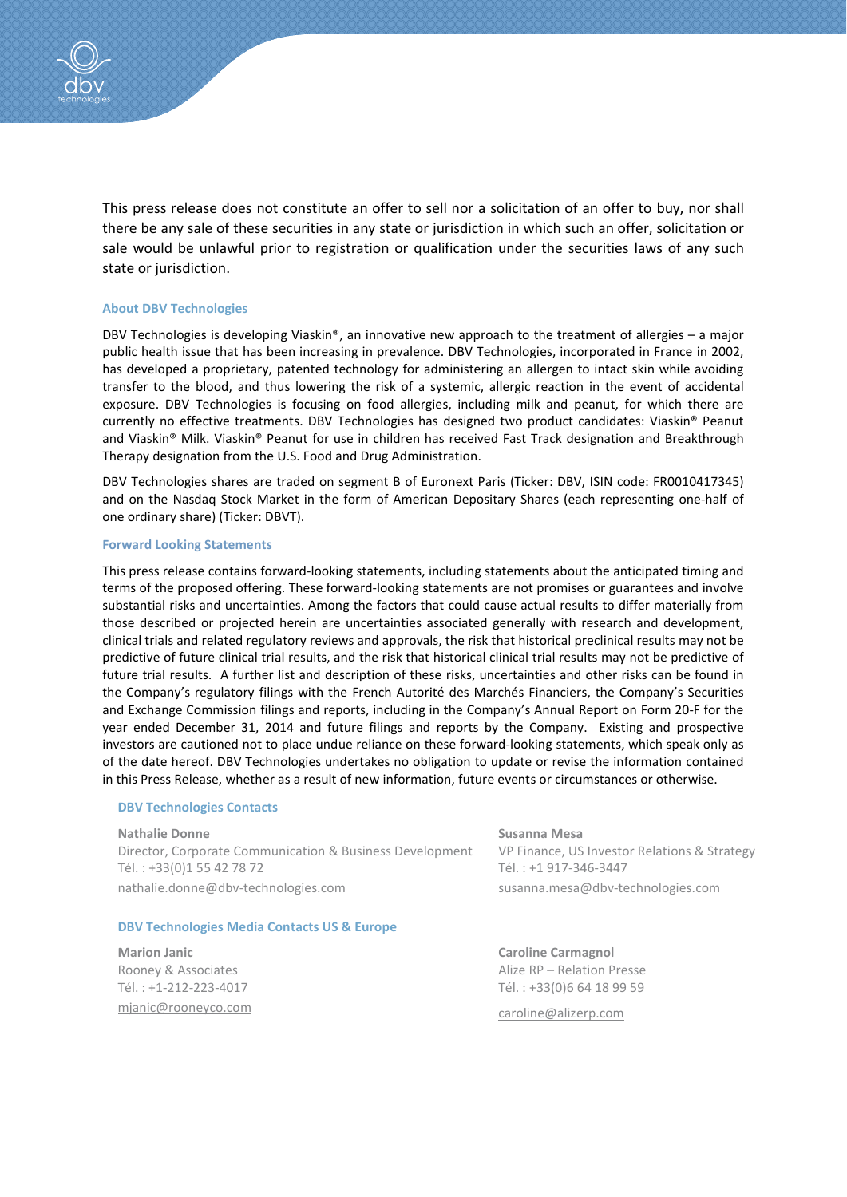This press release does not constitute an offer to sell nor a solicitation of an offer to buy, nor shall there be any sale of these securities in any state or jurisdiction in which such an offer, solicitation or sale would be unlawful prior to registration or qualification under the securities laws of any such state or jurisdiction.

## About DBV Technologies

DBV Technologies is developing Viaskin®, an innovative new approach to the treatment of allergies – a major public health issue that has been increasing in prevalence. DBV Technologies, incorporated in France in 2002, has developed a proprietary, patented technology for administering an allergen to intact skin while avoiding transfer to the blood, and thus lowering the risk of a systemic, allergic reaction in the event of accidental exposure. DBV Technologies is focusing on food allergies, including milk and peanut, for which there are currently no effective treatments. DBV Technologies has designed two product candidates: Viaskin® Peanut and Viaskin® Milk. Viaskin® Peanut for use in children has received Fast Track designation and Breakthrough Therapy designation from the U.S. Food and Drug Administration.

DBV Technologies shares are traded on segment B of Euronext Paris (Ticker: DBV, ISIN code: FR0010417345) and on the Nasdaq Stock Market in the form of American Depositary Shares (each representing one-half of one ordinary share) (Ticker: DBVT).

## Forward Looking Statements

This press release contains forward-looking statements, including statements about the anticipated timing and terms of the proposed offering. These forward-looking statements are not promises or guarantees and involve substantial risks and uncertainties. Among the factors that could cause actual results to differ materially from those described or projected herein are uncertainties associated generally with research and development, clinical trials and related regulatory reviews and approvals, the risk that historical preclinical results may not be predictive of future clinical trial results, and the risk that historical clinical trial results may not be predictive of future trial results. A further list and description of these risks, uncertainties and other risks can be found in the Company's regulatory filings with the French Autorité des Marchés Financiers, the Company's Securities and Exchange Commission filings and reports, including in the Company's Annual Report on Form 20-F for the year ended December 31, 2014 and future filings and reports by the Company. Existing and prospective investors are cautioned not to place undue reliance on these forward-looking statements, which speak only as of the date hereof. DBV Technologies undertakes no obligation to update or revise the information contained in this Press Release, whether as a result of new information, future events or circumstances or otherwise.

## DBV Technologies Contacts

**Nathalie Donne**
Director, Corporate Communication & Business Development
Tél. : +33(0)1 55 42 78 72
nathalie.donne@dbv-technologies.com

**Susanna Mesa**
VP Finance, US Investor Relations & Strategy
Tél. : +1 917-346-3447
susanna.mesa@dbv-technologies.com

## DBV Technologies Media Contacts US & Europe

**Marion Janic**
Rooney & Associates
Tél. : +1-212-223-4017
mjanic@rooneyco.com

**Caroline Carmagnol**
Alize RP – Relation Presse
Tél. : +33(0)6 64 18 99 59
caroline@alizerp.com